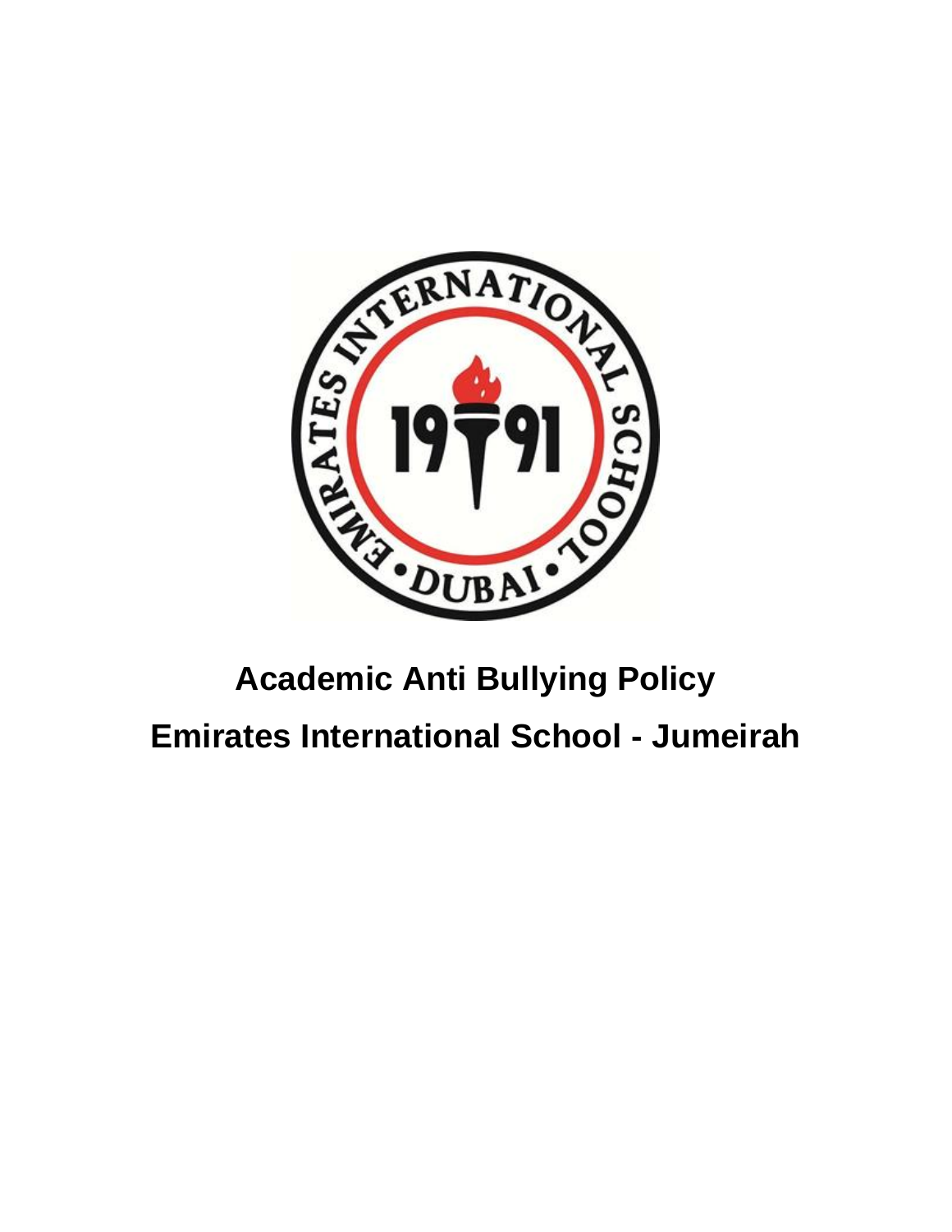# Academic Anti Bullying Policy

# Emirates International School - Jumeirah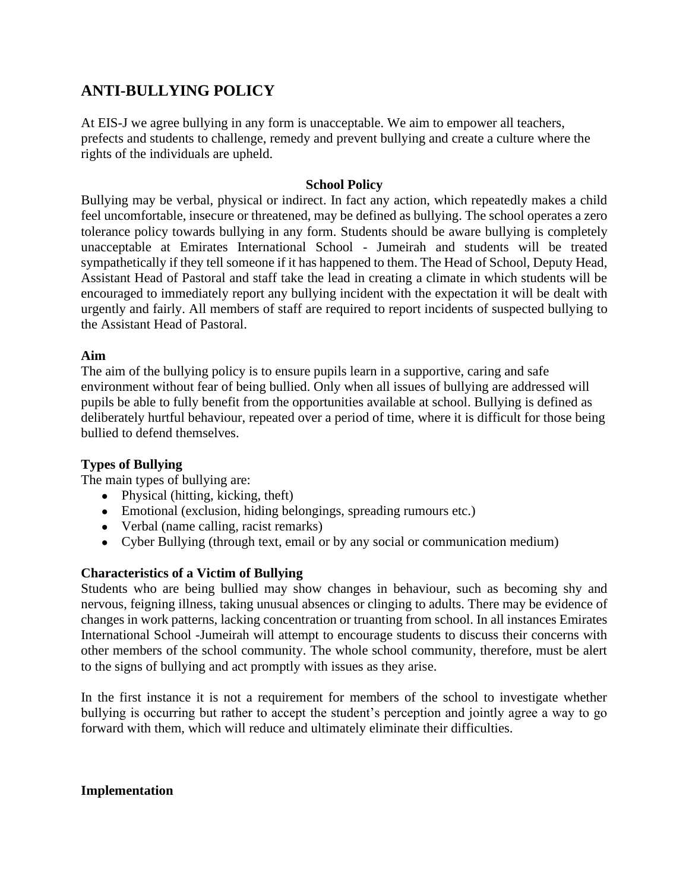## ANTI-BULLYING POLICY

At EIS-J we agree bullying in any form is unacceptable. We aim to empower all teachers, prefects and students to challenge, remedy and prevent bullying and create a culture where the rights of the individuals are upheld.

**School Policy**

Bullying may be verbal, physical or indirect. In fact any action, which repeatedly makes a child feel uncomfortable, insecure or threatened, may be defined as bullying. The school operates a zero tolerance policy towards bullying in any form. Students should be aware bullying is completely unacceptable at Emirates International School - Jumeirah and students will be treated sympathetically if they tell someone if it has happened to them. The Head of School, Deputy Head, Assistant Head of Pastoral and staff take the lead in creating a climate in which students will be encouraged to immediately report any bullying incident with the expectation it will be dealt with urgently and fairly. All members of staff are required to report incidents of suspected bullying to the Assistant Head of Pastoral.

**Aim**

The aim of the bullying policy is to ensure pupils learn in a supportive, caring and safe environment without fear of being bullied. Only when all issues of bullying are addressed will pupils be able to fully benefit from the opportunities available at school. Bullying is defined as deliberately hurtful behaviour, repeated over a period of time, where it is difficult for those being bullied to defend themselves.

**Types of Bullying**

The main types of bullying are:

- Physical (hitting, kicking, theft)
- Emotional (exclusion, hiding belongings, spreading rumours etc.)
- Verbal (name calling, racist remarks)
- Cyber Bullying (through text, email or by any social or communication medium)

**Characteristics of a Victim of Bullying**

Students who are being bullied may show changes in behaviour, such as becoming shy and nervous, feigning illness, taking unusual absences or clinging to adults. There may be evidence of changes in work patterns, lacking concentration or truanting from school. In all instances Emirates International School -Jumeirah will attempt to encourage students to discuss their concerns with other members of the school community. The whole school community, therefore, must be alert to the signs of bullying and act promptly with issues as they arise.

In the first instance it is not a requirement for members of the school to investigate whether bullying is occurring but rather to accept the student's perception and jointly agree a way to go forward with them, which will reduce and ultimately eliminate their difficulties.

**Implementation**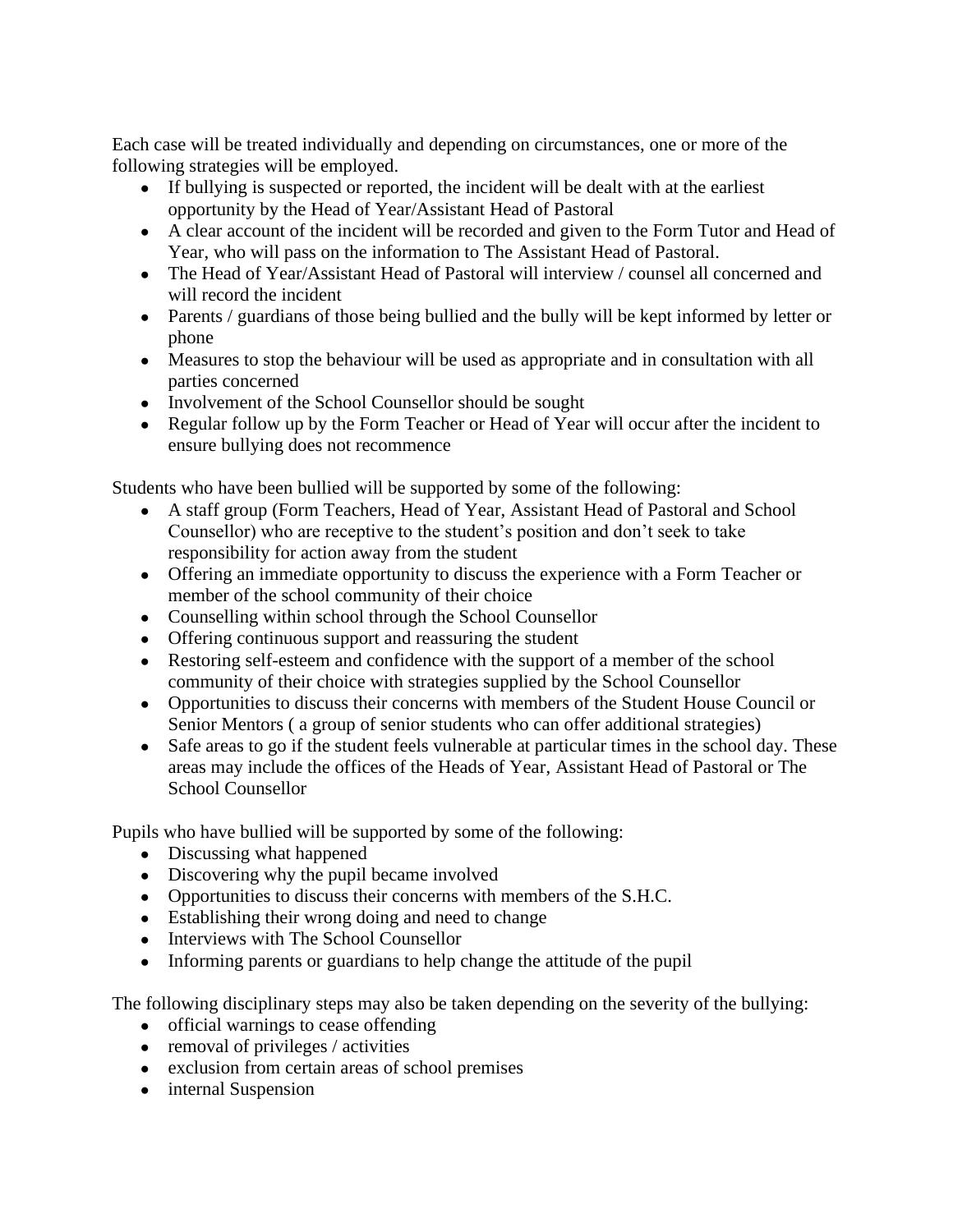Each case will be treated individually and depending on circumstances, one or more of the following strategies will be employed.

- If bullying is suspected or reported, the incident will be dealt with at the earliest opportunity by the Head of Year/Assistant Head of Pastoral
- A clear account of the incident will be recorded and given to the Form Tutor and Head of Year, who will pass on the information to The Assistant Head of Pastoral.
- The Head of Year/Assistant Head of Pastoral will interview / counsel all concerned and will record the incident
- Parents / guardians of those being bullied and the bully will be kept informed by letter or phone
- Measures to stop the behaviour will be used as appropriate and in consultation with all parties concerned
- Involvement of the School Counsellor should be sought
- Regular follow up by the Form Teacher or Head of Year will occur after the incident to ensure bullying does not recommence

Students who have been bullied will be supported by some of the following:

- A staff group (Form Teachers, Head of Year, Assistant Head of Pastoral and School Counsellor) who are receptive to the student's position and don't seek to take responsibility for action away from the student
- Offering an immediate opportunity to discuss the experience with a Form Teacher or member of the school community of their choice
- Counselling within school through the School Counsellor
- Offering continuous support and reassuring the student
- Restoring self-esteem and confidence with the support of a member of the school community of their choice with strategies supplied by the School Counsellor
- Opportunities to discuss their concerns with members of the Student House Council or Senior Mentors ( a group of senior students who can offer additional strategies)
- Safe areas to go if the student feels vulnerable at particular times in the school day. These areas may include the offices of the Heads of Year, Assistant Head of Pastoral or The School Counsellor

Pupils who have bullied will be supported by some of the following:

- Discussing what happened
- Discovering why the pupil became involved
- Opportunities to discuss their concerns with members of the S.H.C.
- Establishing their wrong doing and need to change
- Interviews with The School Counsellor
- Informing parents or guardians to help change the attitude of the pupil

The following disciplinary steps may also be taken depending on the severity of the bullying:

- official warnings to cease offending
- removal of privileges / activities
- exclusion from certain areas of school premises
- internal Suspension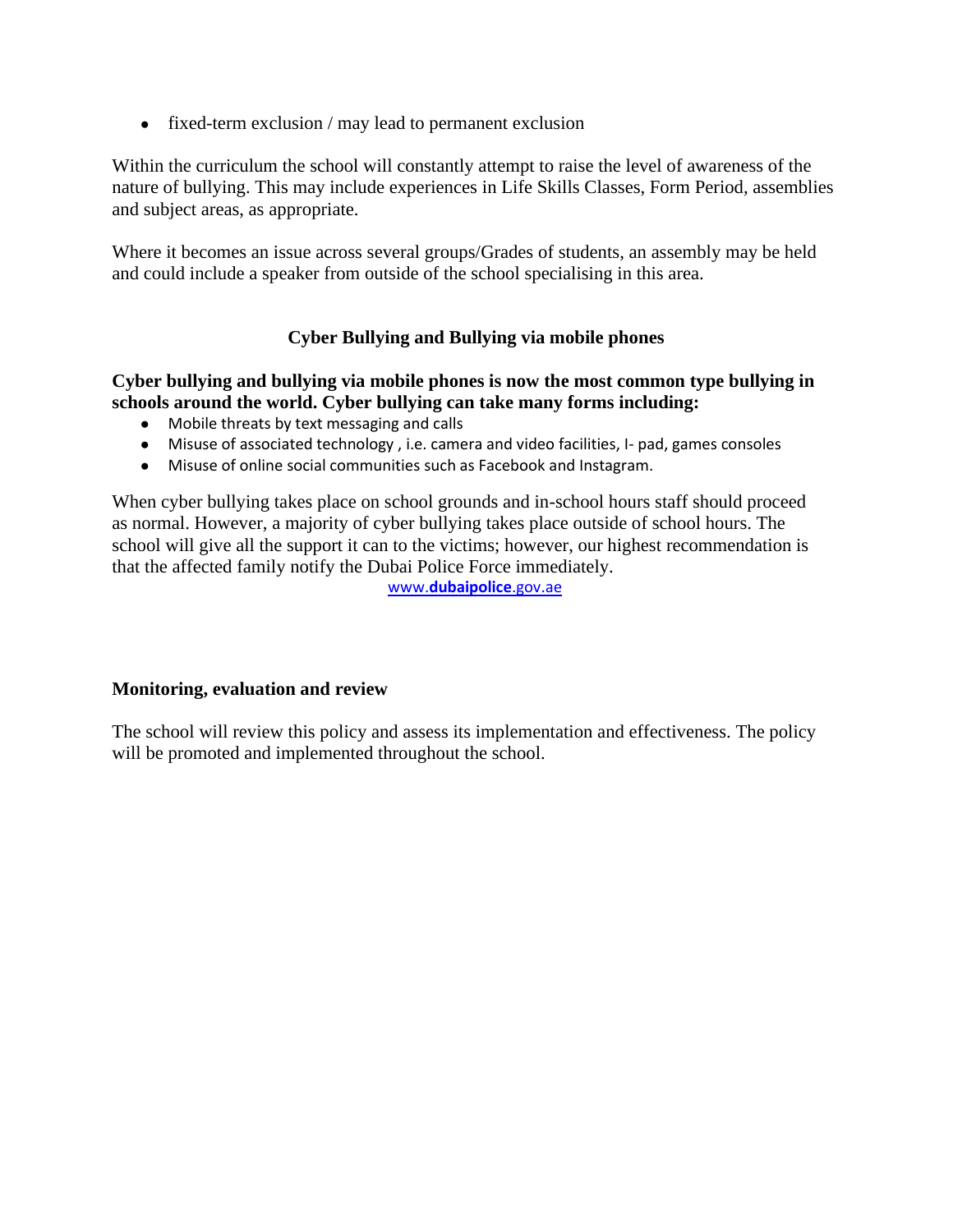- fixed-term exclusion / may lead to permanent exclusion

Within the curriculum the school will constantly attempt to raise the level of awareness of the nature of bullying. This may include experiences in Life Skills Classes, Form Period, assemblies and subject areas, as appropriate.

Where it becomes an issue across several groups/Grades of students, an assembly may be held and could include a speaker from outside of the school specialising in this area.

## Cyber Bullying and Bullying via mobile phones

**Cyber bullying and bullying via mobile phones is now the most common type bullying in schools around the world. Cyber bullying can take many forms including:**

- Mobile threats by text messaging and calls
- Misuse of associated technology , i.e. camera and video facilities, I- pad, games consoles
- Misuse of online social communities such as Facebook and Instagram.

When cyber bullying takes place on school grounds and in-school hours staff should proceed as normal. However, a majority of cyber bullying takes place outside of school hours. The school will give all the support it can to the victims; however, our highest recommendation is that the affected family notify the Dubai Police Force immediately.

www.**dubaipolice**.gov.ae

## Monitoring, evaluation and review

The school will review this policy and assess its implementation and effectiveness. The policy will be promoted and implemented throughout the school.